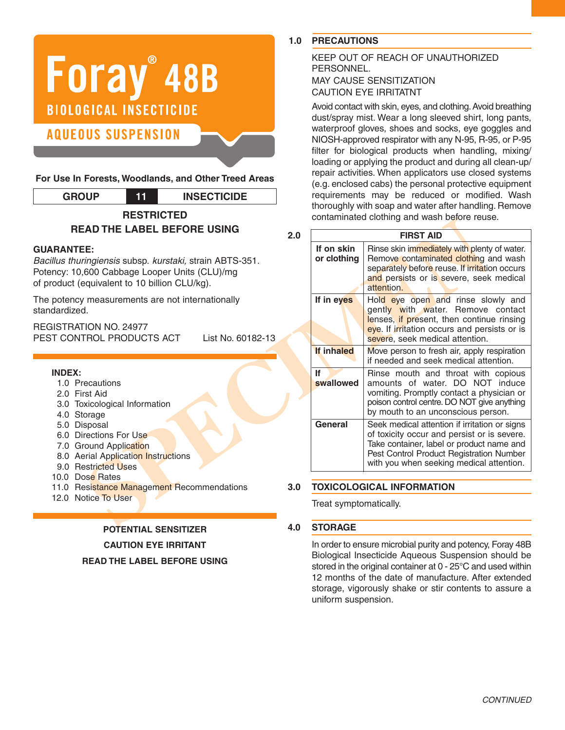# Foray® 48B

## BIOLOGICAL INSECTICIDE

## AQUEOUS SUSPENSION

**For Use In Forests, Woodlands, and Other Treed Areas**

| GROUP | 11 | INSECTICIDE |
|---|---|---|

**RESTRICTED**

**READ THE LABEL BEFORE USING**

**GUARANTEE:**
*Bacillus thuringiensis* subsp. *kurstaki,* strain ABTS-351.
Potency: 10,600 Cabbage Looper Units (CLU)/mg of product (equivalent to 10 billion CLU/kg).

The potency measurements are not internationally standardized.

REGISTRATION NO. 24977
PEST CONTROL PRODUCTS ACT List No. 60182-13

**INDEX:**
1.0 Precautions
2.0 First Aid
3.0 Toxicological Information
4.0 Storage
5.0 Disposal
6.0 Directions For Use
7.0 Ground Application
8.0 Aerial Application Instructions
9.0 Restricted Uses
10.0 Dose Rates
11.0 Resistance Management Recommendations
12.0 Notice To User

**POTENTIAL SENSITIZER**

**CAUTION EYE IRRITANT**

**READ THE LABEL BEFORE USING**

## 1.0 PRECAUTIONS

KEEP OUT OF REACH OF UNAUTHORIZED PERSONNEL.
MAY CAUSE SENSITIZATION
CAUTION EYE IRRITATNT

Avoid contact with skin, eyes, and clothing. Avoid breathing dust/spray mist. Wear a long sleeved shirt, long pants, waterproof gloves, shoes and socks, eye goggles and NIOSH-approved respirator with any N-95, R-95, or P-95 filter for biological products when handling, mixing/loading or applying the product and during all clean-up/repair activities. When applicators use closed systems (e.g. enclosed cabs) the personal protective equipment requirements may be reduced or modified. Wash thoroughly with soap and water after handling. Remove contaminated clothing and wash before reuse.

## 2.0 FIRST AID

| FIRST AID | |
|---|---|
| **If on skin or clothing** | Rinse skin immediately with plenty of water. Remove contaminated clothing and wash separately before reuse. If irritation occurs and persists or is severe, seek medical attention. |
| **If in eyes** | Hold eye open and rinse slowly and gently with water. Remove contact lenses, if present, then continue rinsing eye. If irritation occurs and persists or is severe, seek medical attention. |
| **If inhaled** | Move person to fresh air, apply respiration if needed and seek medical attention. |
| **If swallowed** | Rinse mouth and throat with copious amounts of water. DO NOT induce vomiting. Promptly contact a physician or poison control centre. DO NOT give anything by mouth to an unconscious person. |
| **General** | Seek medical attention if irritation or signs of toxicity occur and persist or is severe. Take container, label or product name and Pest Control Product Registration Number with you when seeking medical attention. |

## 3.0 TOXICOLOGICAL INFORMATION

Treat symptomatically.

## 4.0 STORAGE

In order to ensure microbial purity and potency, Foray 48B Biological Insecticide Aqueous Suspension should be stored in the original container at 0 - 25°C and used within 12 months of the date of manufacture. After extended storage, vigorously shake or stir contents to assure a uniform suspension.

*CONTINUED*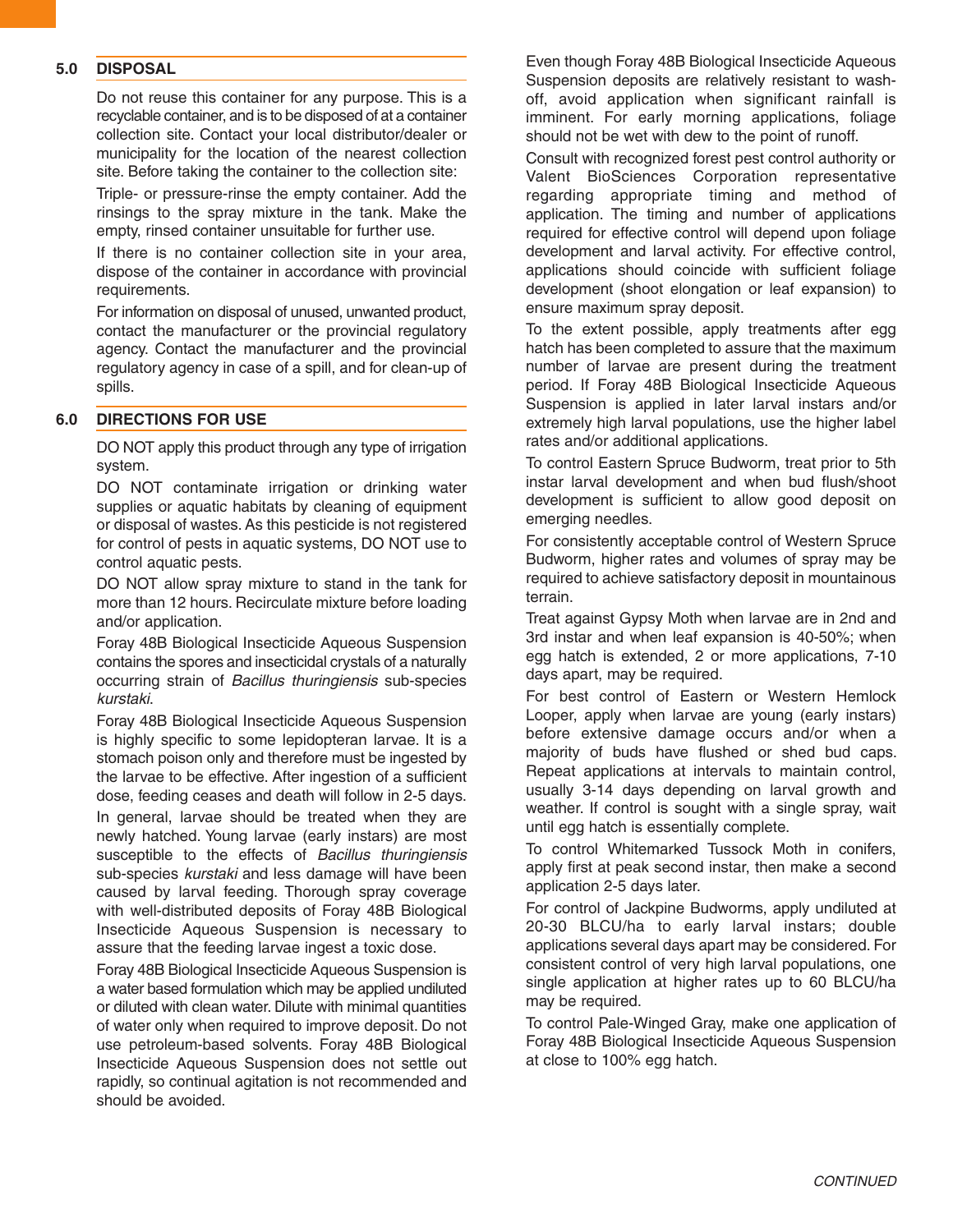## 5.0 DISPOSAL

Do not reuse this container for any purpose. This is a recyclable container, and is to be disposed of at a container collection site. Contact your local distributor/dealer or municipality for the location of the nearest collection site. Before taking the container to the collection site:

Triple- or pressure-rinse the empty container. Add the rinsings to the spray mixture in the tank. Make the empty, rinsed container unsuitable for further use.

If there is no container collection site in your area, dispose of the container in accordance with provincial requirements.

For information on disposal of unused, unwanted product, contact the manufacturer or the provincial regulatory agency. Contact the manufacturer and the provincial regulatory agency in case of a spill, and for clean-up of spills.

## 6.0 DIRECTIONS FOR USE

DO NOT apply this product through any type of irrigation system.

DO NOT contaminate irrigation or drinking water supplies or aquatic habitats by cleaning of equipment or disposal of wastes. As this pesticide is not registered for control of pests in aquatic systems, DO NOT use to control aquatic pests.

DO NOT allow spray mixture to stand in the tank for more than 12 hours. Recirculate mixture before loading and/or application.

Foray 48B Biological Insecticide Aqueous Suspension contains the spores and insecticidal crystals of a naturally occurring strain of *Bacillus thuringiensis* sub-species *kurstaki*.

Foray 48B Biological Insecticide Aqueous Suspension is highly specific to some lepidopteran larvae. It is a stomach poison only and therefore must be ingested by the larvae to be effective. After ingestion of a sufficient dose, feeding ceases and death will follow in 2-5 days.

In general, larvae should be treated when they are newly hatched. Young larvae (early instars) are most susceptible to the effects of *Bacillus thuringiensis* sub-species *kurstaki* and less damage will have been caused by larval feeding. Thorough spray coverage with well-distributed deposits of Foray 48B Biological Insecticide Aqueous Suspension is necessary to assure that the feeding larvae ingest a toxic dose.

Foray 48B Biological Insecticide Aqueous Suspension is a water based formulation which may be applied undiluted or diluted with clean water. Dilute with minimal quantities of water only when required to improve deposit. Do not use petroleum-based solvents. Foray 48B Biological Insecticide Aqueous Suspension does not settle out rapidly, so continual agitation is not recommended and should be avoided.

Even though Foray 48B Biological Insecticide Aqueous Suspension deposits are relatively resistant to wash-off, avoid application when significant rainfall is imminent. For early morning applications, foliage should not be wet with dew to the point of runoff.

Consult with recognized forest pest control authority or Valent BioSciences Corporation representative regarding appropriate timing and method of application. The timing and number of applications required for effective control will depend upon foliage development and larval activity. For effective control, applications should coincide with sufficient foliage development (shoot elongation or leaf expansion) to ensure maximum spray deposit.

To the extent possible, apply treatments after egg hatch has been completed to assure that the maximum number of larvae are present during the treatment period. If Foray 48B Biological Insecticide Aqueous Suspension is applied in later larval instars and/or extremely high larval populations, use the higher label rates and/or additional applications.

To control Eastern Spruce Budworm, treat prior to 5th instar larval development and when bud flush/shoot development is sufficient to allow good deposit on emerging needles.

For consistently acceptable control of Western Spruce Budworm, higher rates and volumes of spray may be required to achieve satisfactory deposit in mountainous terrain.

Treat against Gypsy Moth when larvae are in 2nd and 3rd instar and when leaf expansion is 40-50%; when egg hatch is extended, 2 or more applications, 7-10 days apart, may be required.

For best control of Eastern or Western Hemlock Looper, apply when larvae are young (early instars) before extensive damage occurs and/or when a majority of buds have flushed or shed bud caps. Repeat applications at intervals to maintain control, usually 3-14 days depending on larval growth and weather. If control is sought with a single spray, wait until egg hatch is essentially complete.

To control Whitemarked Tussock Moth in conifers, apply first at peak second instar, then make a second application 2-5 days later.

For control of Jackpine Budworms, apply undiluted at 20-30 BLCU/ha to early larval instars; double applications several days apart may be considered. For consistent control of very high larval populations, one single application at higher rates up to 60 BLCU/ha may be required.

To control Pale-Winged Gray, make one application of Foray 48B Biological Insecticide Aqueous Suspension at close to 100% egg hatch.

*CONTINUED*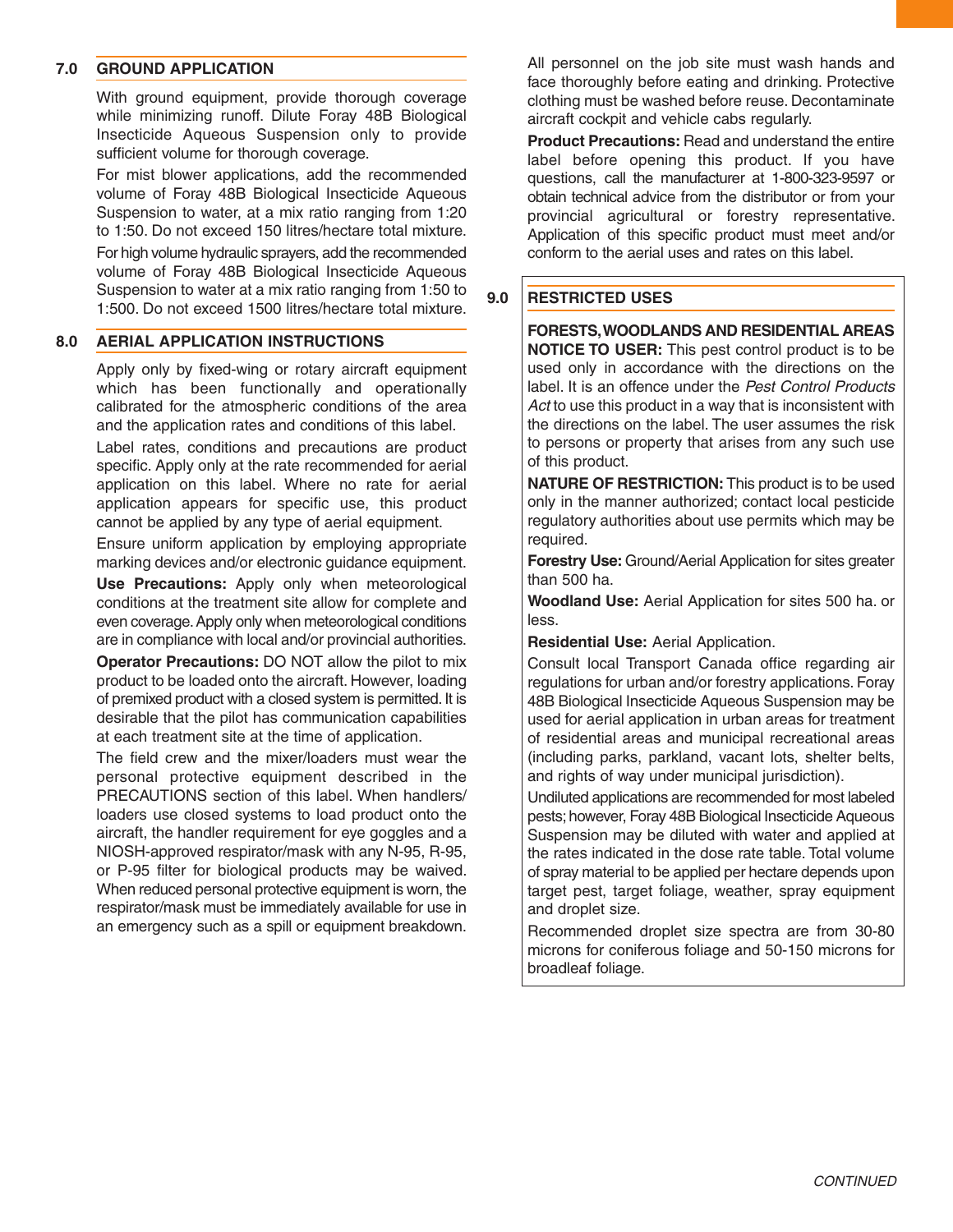## 7.0 GROUND APPLICATION

With ground equipment, provide thorough coverage while minimizing runoff. Dilute Foray 48B Biological Insecticide Aqueous Suspension only to provide sufficient volume for thorough coverage.

For mist blower applications, add the recommended volume of Foray 48B Biological Insecticide Aqueous Suspension to water, at a mix ratio ranging from 1:20 to 1:50. Do not exceed 150 litres/hectare total mixture.

For high volume hydraulic sprayers, add the recommended volume of Foray 48B Biological Insecticide Aqueous Suspension to water at a mix ratio ranging from 1:50 to 1:500. Do not exceed 1500 litres/hectare total mixture.

## 8.0 AERIAL APPLICATION INSTRUCTIONS

Apply only by fixed-wing or rotary aircraft equipment which has been functionally and operationally calibrated for the atmospheric conditions of the area and the application rates and conditions of this label.

Label rates, conditions and precautions are product specific. Apply only at the rate recommended for aerial application on this label. Where no rate for aerial application appears for specific use, this product cannot be applied by any type of aerial equipment.

Ensure uniform application by employing appropriate marking devices and/or electronic guidance equipment.

**Use Precautions:** Apply only when meteorological conditions at the treatment site allow for complete and even coverage. Apply only when meteorological conditions are in compliance with local and/or provincial authorities.

**Operator Precautions:** DO NOT allow the pilot to mix product to be loaded onto the aircraft. However, loading of premixed product with a closed system is permitted. It is desirable that the pilot has communication capabilities at each treatment site at the time of application.

The field crew and the mixer/loaders must wear the personal protective equipment described in the PRECAUTIONS section of this label. When handlers/loaders use closed systems to load product onto the aircraft, the handler requirement for eye goggles and a NIOSH-approved respirator/mask with any N-95, R-95, or P-95 filter for biological products may be waived. When reduced personal protective equipment is worn, the respirator/mask must be immediately available for use in an emergency such as a spill or equipment breakdown.

All personnel on the job site must wash hands and face thoroughly before eating and drinking. Protective clothing must be washed before reuse. Decontaminate aircraft cockpit and vehicle cabs regularly.

**Product Precautions:** Read and understand the entire label before opening this product. If you have questions, call the manufacturer at 1-800-323-9597 or obtain technical advice from the distributor or from your provincial agricultural or forestry representative. Application of this specific product must meet and/or conform to the aerial uses and rates on this label.

## 9.0 RESTRICTED USES

**FORESTS, WOODLANDS AND RESIDENTIAL AREAS**

**NOTICE TO USER:** This pest control product is to be used only in accordance with the directions on the label. It is an offence under the *Pest Control Products Act* to use this product in a way that is inconsistent with the directions on the label. The user assumes the risk to persons or property that arises from any such use of this product.

**NATURE OF RESTRICTION:** This product is to be used only in the manner authorized; contact local pesticide regulatory authorities about use permits which may be required.

**Forestry Use:** Ground/Aerial Application for sites greater than 500 ha.

**Woodland Use:** Aerial Application for sites 500 ha. or less.

**Residential Use:** Aerial Application.

Consult local Transport Canada office regarding air regulations for urban and/or forestry applications. Foray 48B Biological Insecticide Aqueous Suspension may be used for aerial application in urban areas for treatment of residential areas and municipal recreational areas (including parks, parkland, vacant lots, shelter belts, and rights of way under municipal jurisdiction).

Undiluted applications are recommended for most labeled pests; however, Foray 48B Biological Insecticide Aqueous Suspension may be diluted with water and applied at the rates indicated in the dose rate table. Total volume of spray material to be applied per hectare depends upon target pest, target foliage, weather, spray equipment and droplet size.

Recommended droplet size spectra are from 30-80 microns for coniferous foliage and 50-150 microns for broadleaf foliage.

*CONTINUED*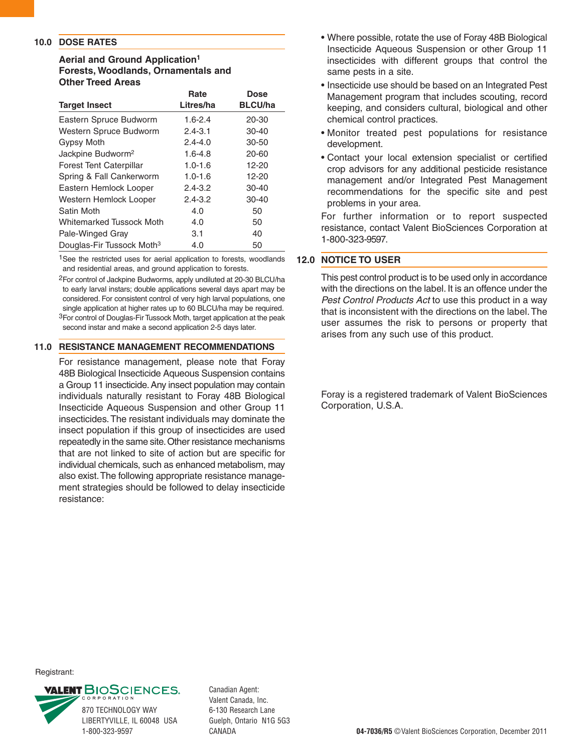## 10.0 DOSE RATES

### Aerial and Ground Application[1] Forests, Woodlands, Ornamentals and Other Treed Areas

| Target Insect | Rate Litres/ha | Dose BLCU/ha |
|---|---|---|
| Eastern Spruce Budworm | 1.6-2.4 | 20-30 |
| Western Spruce Budworm | 2.4-3.1 | 30-40 |
| Gypsy Moth | 2.4-4.0 | 30-50 |
| Jackpine Budworm[2] | 1.6-4.8 | 20-60 |
| Forest Tent Caterpillar | 1.0-1.6 | 12-20 |
| Spring & Fall Cankerworm | 1.0-1.6 | 12-20 |
| Eastern Hemlock Looper | 2.4-3.2 | 30-40 |
| Western Hemlock Looper | 2.4-3.2 | 30-40 |
| Satin Moth | 4.0 | 50 |
| Whitemarked Tussock Moth | 4.0 | 50 |
| Pale-Winged Gray | 3.1 | 40 |
| Douglas-Fir Tussock Moth[3] | 4.0 | 50 |

[1]See the restricted uses for aerial application to forests, woodlands and residential areas, and ground application to forests.

[2]For control of Jackpine Budworms, apply undiluted at 20-30 BLCU/ha to early larval instars; double applications several days apart may be considered. For consistent control of very high larval populations, one single application at higher rates up to 60 BLCU/ha may be required.

[3]For control of Douglas-Fir Tussock Moth, target application at the peak second instar and make a second application 2-5 days later.

## 11.0 RESISTANCE MANAGEMENT RECOMMENDATIONS

For resistance management, please note that Foray 48B Biological Insecticide Aqueous Suspension contains a Group 11 insecticide. Any insect population may contain individuals naturally resistant to Foray 48B Biological Insecticide Aqueous Suspension and other Group 11 insecticides. The resistant individuals may dominate the insect population if this group of insecticides are used repeatedly in the same site. Other resistance mechanisms that are not linked to site of action but are specific for individual chemicals, such as enhanced metabolism, may also exist. The following appropriate resistance management strategies should be followed to delay insecticide resistance:

- Where possible, rotate the use of Foray 48B Biological Insecticide Aqueous Suspension or other Group 11 insecticides with different groups that control the same pests in a site.
- Insecticide use should be based on an Integrated Pest Management program that includes scouting, record keeping, and considers cultural, biological and other chemical control practices.
- Monitor treated pest populations for resistance development.
- Contact your local extension specialist or certified crop advisors for any additional pesticide resistance management and/or Integrated Pest Management recommendations for the specific site and pest problems in your area.

For further information or to report suspected resistance, contact Valent BioSciences Corporation at 1-800-323-9597.

## 12.0 NOTICE TO USER

This pest control product is to be used only in accordance with the directions on the label. It is an offence under the *Pest Control Products Act* to use this product in a way that is inconsistent with the directions on the label. The user assumes the risk to persons or property that arises from any such use of this product.

Foray is a registered trademark of Valent BioSciences Corporation, U.S.A.

Registrant:

VALENT BIOSCIENCES CORPORATION
870 TECHNOLOGY WAY
LIBERTYVILLE, IL 60048 USA
1-800-323-9597

Canadian Agent:
Valent Canada, Inc.
6-130 Research Lane
Guelph, Ontario N1G 5G3
CANADA

**04-7036/R5** ©Valent BioSciences Corporation, December 2011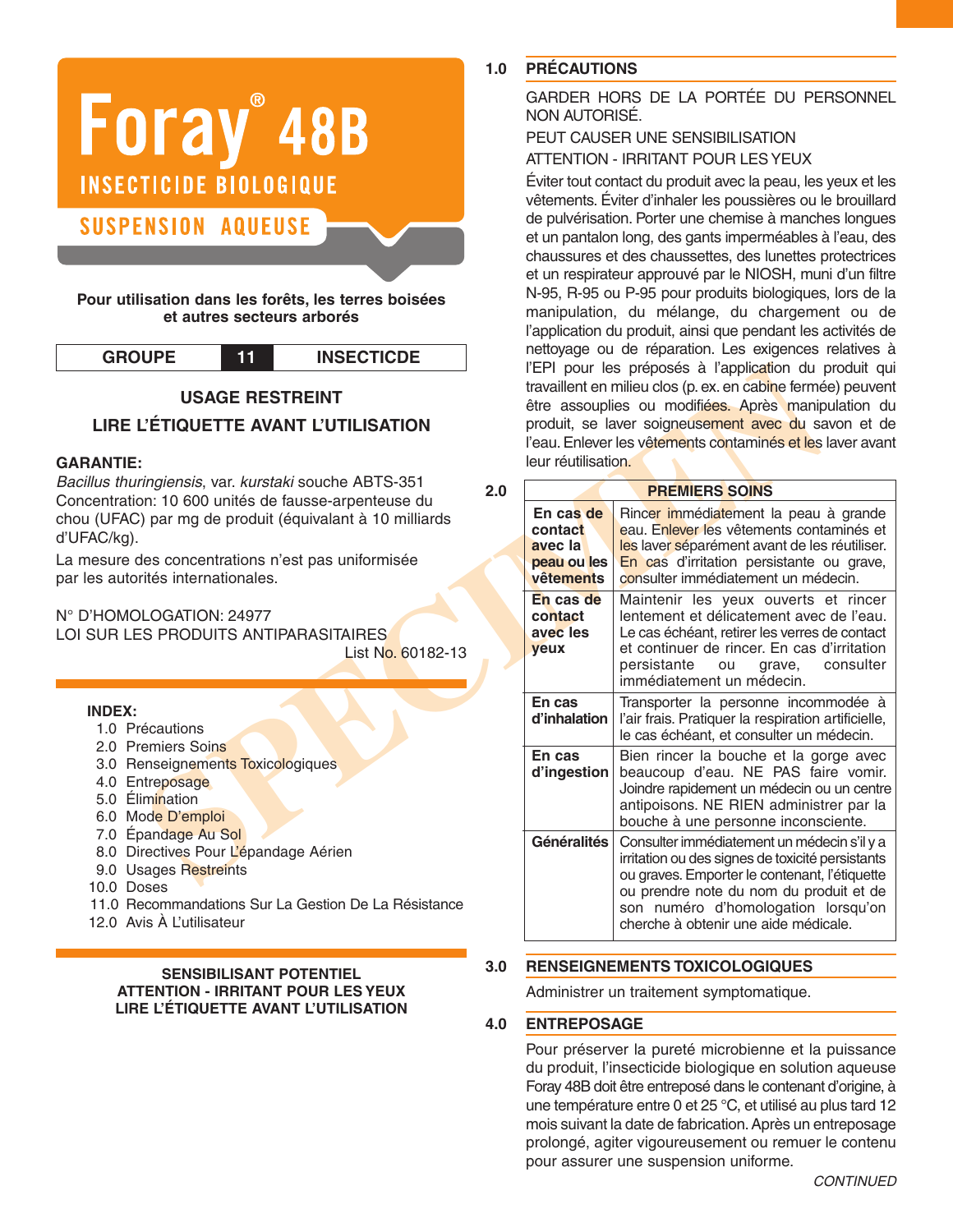# Foray® 48B

## INSECTICIDE BIOLOGIQUE

## SUSPENSION AQUEUSE

**Pour utilisation dans les forêts, les terres boisées et autres secteurs arborés**

| GROUPE | 11 | INSECTICDE |
|---|---|---|

**USAGE RESTREINT**

**LIRE L'ÉTIQUETTE AVANT L'UTILISATION**

**GARANTIE:**
*Bacillus thuringiensis*, var. *kurstaki* souche ABTS-351
Concentration: 10 600 unités de fausse-arpenteuse du chou (UFAC) par mg de produit (équivalant à 10 milliards d'UFAC/kg).

La mesure des concentrations n'est pas uniformisée par les autorités internationales.

N° D'HOMOLOGATION: 24977
LOI SUR LES PRODUITS ANTIPARASITAIRES
List No. 60182-13

**INDEX:**
1.0 Précautions
2.0 Premiers Soins
3.0 Renseignements Toxicologiques
4.0 Entreposage
5.0 Élimination
6.0 Mode D'emploi
7.0 Épandage Au Sol
8.0 Directives Pour L'épandage Aérien
9.0 Usages Restreints
10.0 Doses
11.0 Recommandations Sur La Gestion De La Résistance
12.0 Avis À L'utilisateur

**SENSIBILISANT POTENTIEL**
**ATTENTION - IRRITANT POUR LES YEUX**
**LIRE L'ÉTIQUETTE AVANT L'UTILISATION**

## 1.0 PRÉCAUTIONS

GARDER HORS DE LA PORTÉE DU PERSONNEL NON AUTORISÉ.

PEUT CAUSER UNE SENSIBILISATION

ATTENTION - IRRITANT POUR LES YEUX

Éviter tout contact du produit avec la peau, les yeux et les vêtements. Éviter d'inhaler les poussières ou le brouillard de pulvérisation. Porter une chemise à manches longues et un pantalon long, des gants imperméables à l'eau, des chaussures et des chaussettes, des lunettes protectrices et un respirateur approuvé par le NIOSH, muni d'un filtre N-95, R-95 ou P-95 pour produits biologiques, lors de la manipulation, du mélange, du chargement ou de l'application du produit, ainsi que pendant les activités de nettoyage ou de réparation. Les exigences relatives à l'EPI pour les préposés à l'application du produit qui travaillent en milieu clos (p. ex. en cabine fermée) peuvent être assouplies ou modifiées. Après manipulation du produit, se laver soigneusement avec du savon et de l'eau. Enlever les vêtements contaminés et les laver avant leur réutilisation.

## 2.0 PREMIERS SOINS

| PREMIERS SOINS | |
|---|---|
| **En cas de contact avec la peau ou les vêtements** | Rincer immédiatement la peau à grande eau. Enlever les vêtements contaminés et les laver séparément avant de les réutiliser. En cas d'irritation persistante ou grave, consulter immédiatement un médecin. |
| **En cas de contact avec les yeux** | Maintenir les yeux ouverts et rincer lentement et délicatement avec de l'eau. Le cas échéant, retirer les verres de contact et continuer de rincer. En cas d'irritation persistante ou grave, consulter immédiatement un médecin. |
| **En cas d'inhalation** | Transporter la personne incommodée à l'air frais. Pratiquer la respiration artificielle, le cas échéant, et consulter un médecin. |
| **En cas d'ingestion** | Bien rincer la bouche et la gorge avec beaucoup d'eau. NE PAS faire vomir. Joindre rapidement un médecin ou un centre antipoisons. NE RIEN administrer par la bouche à une personne inconsciente. |
| **Généralités** | Consulter immédiatement un médecin s'il y a irritation ou des signes de toxicité persistants ou graves. Emporter le contenant, l'étiquette ou prendre note du nom du produit et de son numéro d'homologation lorsqu'on cherche à obtenir une aide médicale. |

## 3.0 RENSEIGNEMENTS TOXICOLOGIQUES

Administrer un traitement symptomatique.

## 4.0 ENTREPOSAGE

Pour préserver la pureté microbienne et la puissance du produit, l'insecticide biologique en solution aqueuse Foray 48B doit être entreposé dans le contenant d'origine, à une température entre 0 et 25 °C, et utilisé au plus tard 12 mois suivant la date de fabrication. Après un entreposage prolongé, agiter vigoureusement ou remuer le contenu pour assurer une suspension uniforme.

*CONTINUED*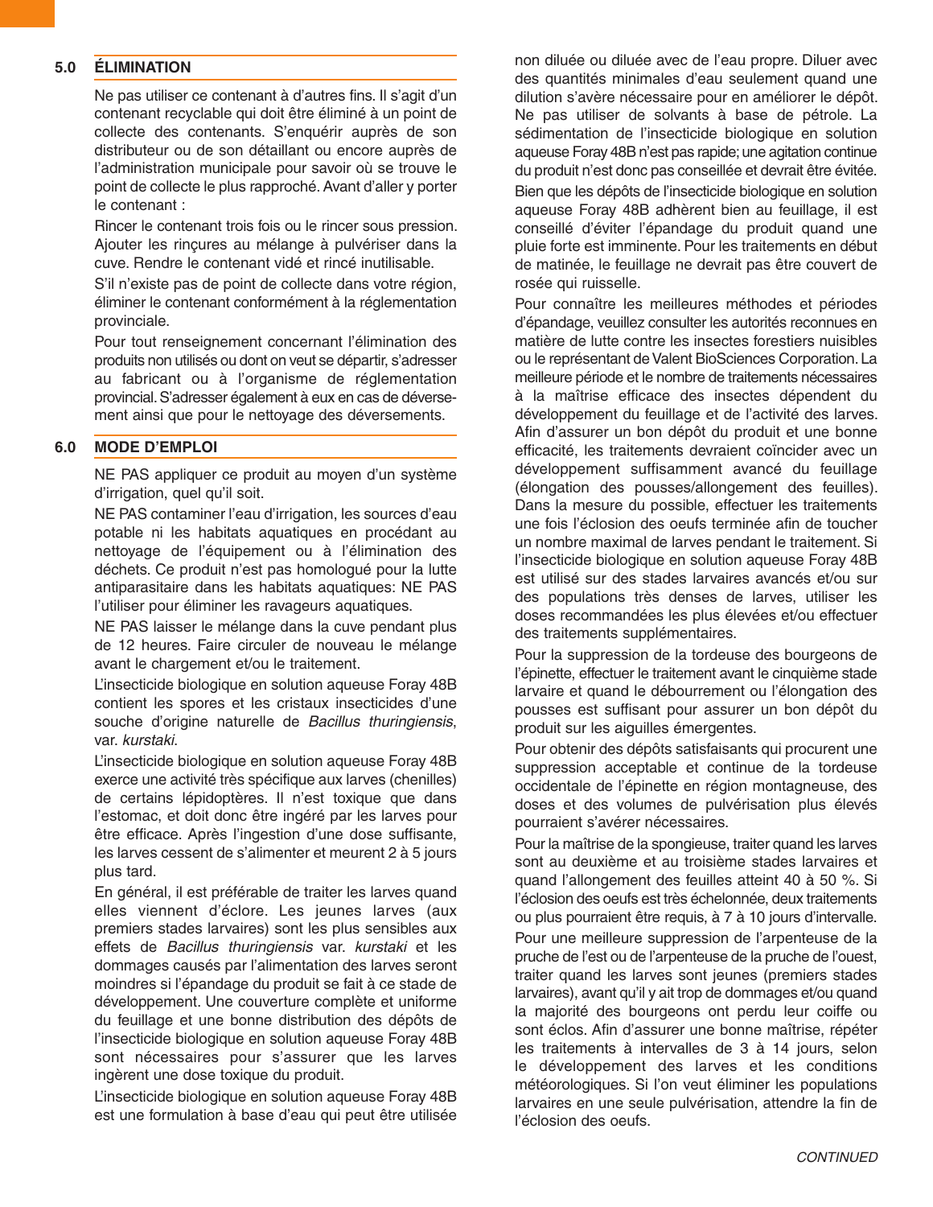## 5.0 ÉLIMINATION

Ne pas utiliser ce contenant à d'autres fins. Il s'agit d'un contenant recyclable qui doit être éliminé à un point de collecte des contenants. S'enquérir auprès de son distributeur ou de son détaillant ou encore auprès de l'administration municipale pour savoir où se trouve le point de collecte le plus rapproché. Avant d'aller y porter le contenant :

Rincer le contenant trois fois ou le rincer sous pression. Ajouter les rinçures au mélange à pulvériser dans la cuve. Rendre le contenant vidé et rincé inutilisable.

S'il n'existe pas de point de collecte dans votre région, éliminer le contenant conformément à la réglementation provinciale.

Pour tout renseignement concernant l'élimination des produits non utilisés ou dont on veut se départir, s'adresser au fabricant ou à l'organisme de réglementation provincial. S'adresser également à eux en cas de déversement ainsi que pour le nettoyage des déversements.

## 6.0 MODE D'EMPLOI

NE PAS appliquer ce produit au moyen d'un système d'irrigation, quel qu'il soit.

NE PAS contaminer l'eau d'irrigation, les sources d'eau potable ni les habitats aquatiques en procédant au nettoyage de l'équipement ou à l'élimination des déchets. Ce produit n'est pas homologué pour la lutte antiparasitaire dans les habitats aquatiques: NE PAS l'utiliser pour éliminer les ravageurs aquatiques.

NE PAS laisser le mélange dans la cuve pendant plus de 12 heures. Faire circuler de nouveau le mélange avant le chargement et/ou le traitement.

L'insecticide biologique en solution aqueuse Foray 48B contient les spores et les cristaux insecticides d'une souche d'origine naturelle de *Bacillus thuringiensis*, var. *kurstaki*.

L'insecticide biologique en solution aqueuse Foray 48B exerce une activité très spécifique aux larves (chenilles) de certains lépidoptères. Il n'est toxique que dans l'estomac, et doit donc être ingéré par les larves pour être efficace. Après l'ingestion d'une dose suffisante, les larves cessent de s'alimenter et meurent 2 à 5 jours plus tard.

En général, il est préférable de traiter les larves quand elles viennent d'éclore. Les jeunes larves (aux premiers stades larvaires) sont les plus sensibles aux effets de *Bacillus thuringiensis* var. *kurstaki* et les dommages causés par l'alimentation des larves seront moindres si l'épandage du produit se fait à ce stade de développement. Une couverture complète et uniforme du feuillage et une bonne distribution des dépôts de l'insecticide biologique en solution aqueuse Foray 48B sont nécessaires pour s'assurer que les larves ingèrent une dose toxique du produit.

L'insecticide biologique en solution aqueuse Foray 48B est une formulation à base d'eau qui peut être utilisée non diluée ou diluée avec de l'eau propre. Diluer avec des quantités minimales d'eau seulement quand une dilution s'avère nécessaire pour en améliorer le dépôt. Ne pas utiliser de solvants à base de pétrole. La sédimentation de l'insecticide biologique en solution aqueuse Foray 48B n'est pas rapide; une agitation continue du produit n'est donc pas conseillée et devrait être évitée. Bien que les dépôts de l'insecticide biologique en solution aqueuse Foray 48B adhèrent bien au feuillage, il est conseillé d'éviter l'épandage du produit quand une pluie forte est imminente. Pour les traitements en début de matinée, le feuillage ne devrait pas être couvert de rosée qui ruisselle.

Pour connaître les meilleures méthodes et périodes d'épandage, veuillez consulter les autorités reconnues en matière de lutte contre les insectes forestiers nuisibles ou le représentant de Valent BioSciences Corporation. La meilleure période et le nombre de traitements nécessaires à la maîtrise efficace des insectes dépendent du développement du feuillage et de l'activité des larves. Afin d'assurer un bon dépôt du produit et une bonne efficacité, les traitements devraient coïncider avec un développement suffisamment avancé du feuillage (élongation des pousses/allongement des feuilles). Dans la mesure du possible, effectuer les traitements une fois l'éclosion des oeufs terminée afin de toucher un nombre maximal de larves pendant le traitement. Si l'insecticide biologique en solution aqueuse Foray 48B est utilisé sur des stades larvaires avancés et/ou sur des populations très denses de larves, utiliser les doses recommandées les plus élevées et/ou effectuer des traitements supplémentaires.

Pour la suppression de la tordeuse des bourgeons de l'épinette, effectuer le traitement avant le cinquième stade larvaire et quand le débourrement ou l'élongation des pousses est suffisant pour assurer un bon dépôt du produit sur les aiguilles émergentes.

Pour obtenir des dépôts satisfaisants qui procurent une suppression acceptable et continue de la tordeuse occidentale de l'épinette en région montagneuse, des doses et des volumes de pulvérisation plus élevés pourraient s'avérer nécessaires.

Pour la maîtrise de la spongieuse, traiter quand les larves sont au deuxième et au troisième stades larvaires et quand l'allongement des feuilles atteint 40 à 50 %. Si l'éclosion des oeufs est très échelonnée, deux traitements ou plus pourraient être requis, à 7 à 10 jours d'intervalle.

Pour une meilleure suppression de l'arpenteuse de la pruche de l'est ou de l'arpenteuse de la pruche de l'ouest, traiter quand les larves sont jeunes (premiers stades larvaires), avant qu'il y ait trop de dommages et/ou quand la majorité des bourgeons ont perdu leur coiffe ou sont éclos. Afin d'assurer une bonne maîtrise, répéter les traitements à intervalles de 3 à 14 jours, selon le développement des larves et les conditions météorologiques. Si l'on veut éliminer les populations larvaires en une seule pulvérisation, attendre la fin de l'éclosion des oeufs.

*CONTINUED*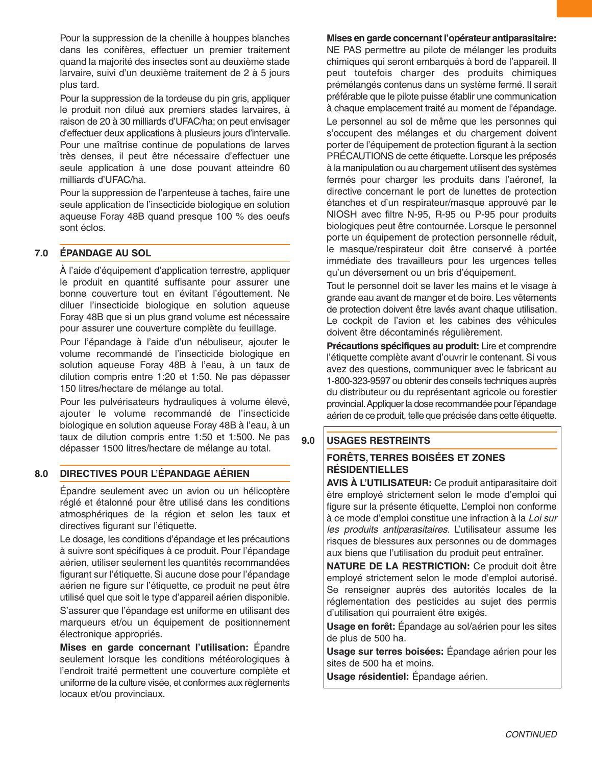Pour la suppression de la chenille à houppes blanches dans les conifères, effectuer un premier traitement quand la majorité des insectes sont au deuxième stade larvaire, suivi d'un deuxième traitement de 2 à 5 jours plus tard.

Pour la suppression de la tordeuse du pin gris, appliquer le produit non dilué aux premiers stades larvaires, à raison de 20 à 30 milliards d'UFAC/ha; on peut envisager d'effectuer deux applications à plusieurs jours d'intervalle. Pour une maîtrise continue de populations de larves très denses, il peut être nécessaire d'effectuer une seule application à une dose pouvant atteindre 60 milliards d'UFAC/ha.

Pour la suppression de l'arpenteuse à taches, faire une seule application de l'insecticide biologique en solution aqueuse Foray 48B quand presque 100 % des oeufs sont éclos.

## 7.0 ÉPANDAGE AU SOL

À l'aide d'équipement d'application terrestre, appliquer le produit en quantité suffisante pour assurer une bonne couverture tout en évitant l'égouttement. Ne diluer l'insecticide biologique en solution aqueuse Foray 48B que si un plus grand volume est nécessaire pour assurer une couverture complète du feuillage.

Pour l'épandage à l'aide d'un nébuliseur, ajouter le volume recommandé de l'insecticide biologique en solution aqueuse Foray 48B à l'eau, à un taux de dilution compris entre 1:20 et 1:50. Ne pas dépasser 150 litres/hectare de mélange au total.

Pour les pulvérisateurs hydrauliques à volume élevé, ajouter le volume recommandé de l'insecticide biologique en solution aqueuse Foray 48B à l'eau, à un taux de dilution compris entre 1:50 et 1:500. Ne pas dépasser 1500 litres/hectare de mélange au total.

## 8.0 DIRECTIVES POUR L'ÉPANDAGE AÉRIEN

Épandre seulement avec un avion ou un hélicoptère réglé et étalonné pour être utilisé dans les conditions atmosphériques de la région et selon les taux et directives figurant sur l'étiquette.

Le dosage, les conditions d'épandage et les précautions à suivre sont spécifiques à ce produit. Pour l'épandage aérien, utiliser seulement les quantités recommandées figurant sur l'étiquette. Si aucune dose pour l'épandage aérien ne figure sur l'étiquette, ce produit ne peut être utilisé quel que soit le type d'appareil aérien disponible.

S'assurer que l'épandage est uniforme en utilisant des marqueurs et/ou un équipement de positionnement électronique appropriés.

**Mises en garde concernant l'utilisation:** Épandre seulement lorsque les conditions météorologiques à l'endroit traité permettent une couverture complète et uniforme de la culture visée, et conformes aux règlements locaux et/ou provinciaux.

**Mises en garde concernant l'opérateur antiparasitaire:** NE PAS permettre au pilote de mélanger les produits chimiques qui seront embarqués à bord de l'appareil. Il peut toutefois charger des produits chimiques prémélangés contenus dans un système fermé. Il serait préférable que le pilote puisse établir une communication à chaque emplacement traité au moment de l'épandage.

Le personnel au sol de même que les personnes qui s'occupent des mélanges et du chargement doivent porter de l'équipement de protection figurant à la section PRÉCAUTIONS de cette étiquette. Lorsque les préposés à la manipulation ou au chargement utilisent des systèmes fermés pour charger les produits dans l'aéronef, la directive concernant le port de lunettes de protection étanches et d'un respirateur/masque approuvé par le NIOSH avec filtre N-95, R-95 ou P-95 pour produits biologiques peut être contournée. Lorsque le personnel porte un équipement de protection personnelle réduit, le masque/respirateur doit être conservé à portée immédiate des travailleurs pour les urgences telles qu'un déversement ou un bris d'équipement.

Tout le personnel doit se laver les mains et le visage à grande eau avant de manger et de boire. Les vêtements de protection doivent être lavés avant chaque utilisation. Le cockpit de l'avion et les cabines des véhicules doivent être décontaminés régulièrement.

**Précautions spécifiques au produit:** Lire et comprendre l'étiquette complète avant d'ouvrir le contenant. Si vous avez des questions, communiquer avec le fabricant au 1-800-323-9597 ou obtenir des conseils techniques auprès du distributeur ou du représentant agricole ou forestier provincial. Appliquer la dose recommandée pour l'épandage aérien de ce produit, telle que précisée dans cette étiquette.

## 9.0 USAGES RESTREINTS

### FORÊTS, TERRES BOISÉES ET ZONES RÉSIDENTIELLES

**AVIS À L'UTILISATEUR:** Ce produit antiparasitaire doit être employé strictement selon le mode d'emploi qui figure sur la présente étiquette. L'emploi non conforme à ce mode d'emploi constitue une infraction à la *Loi sur les produits antiparasitaires*. L'utilisateur assume les risques de blessures aux personnes ou de dommages aux biens que l'utilisation du produit peut entraîner.

**NATURE DE LA RESTRICTION:** Ce produit doit être employé strictement selon le mode d'emploi autorisé. Se renseigner auprès des autorités locales de la réglementation des pesticides au sujet des permis d'utilisation qui pourraient être exigés.

**Usage en forêt:** Épandage au sol/aérien pour les sites de plus de 500 ha.

**Usage sur terres boisées:** Épandage aérien pour les sites de 500 ha et moins.

**Usage résidentiel:** Épandage aérien.

*CONTINUED*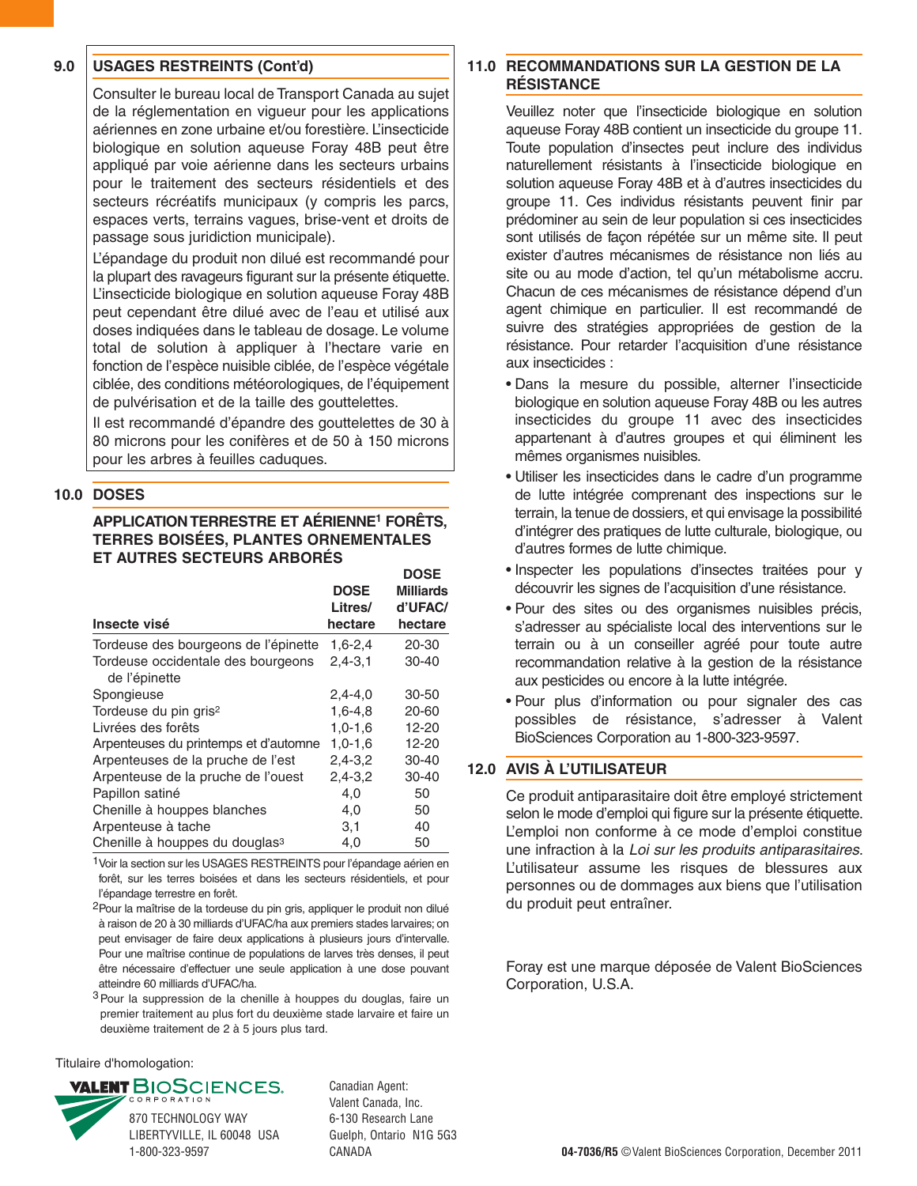## 9.0 USAGES RESTREINTS (Cont'd)

Consulter le bureau local de Transport Canada au sujet de la réglementation en vigueur pour les applications aériennes en zone urbaine et/ou forestière. L'insecticide biologique en solution aqueuse Foray 48B peut être appliqué par voie aérienne dans les secteurs urbains pour le traitement des secteurs résidentiels et des secteurs récréatifs municipaux (y compris les parcs, espaces verts, terrains vagues, brise-vent et droits de passage sous juridiction municipale).

L'épandage du produit non dilué est recommandé pour la plupart des ravageurs figurant sur la présente étiquette. L'insecticide biologique en solution aqueuse Foray 48B peut cependant être dilué avec de l'eau et utilisé aux doses indiquées dans le tableau de dosage. Le volume total de solution à appliquer à l'hectare varie en fonction de l'espèce nuisible ciblée, de l'espèce végétale ciblée, des conditions météorologiques, de l'équipement de pulvérisation et de la taille des gouttelettes.

Il est recommandé d'épandre des gouttelettes de 30 à 80 microns pour les conifères et de 50 à 150 microns pour les arbres à feuilles caduques.

## 10.0 DOSES

### APPLICATION TERRESTRE ET AÉRIENNE[1] FORÊTS, TERRES BOISÉES, PLANTES ORNEMENTALES ET AUTRES SECTEURS ARBORÉS

| Insecte visé | DOSE Litres/ hectare | DOSE Milliards d'UFAC/ hectare |
|---|---|---|
| Tordeuse des bourgeons de l'épinette | 1,6-2,4 | 20-30 |
| Tordeuse occidentale des bourgeons de l'épinette | 2,4-3,1 | 30-40 |
| Spongieuse | 2,4-4,0 | 30-50 |
| Tordeuse du pin gris[2] | 1,6-4,8 | 20-60 |
| Livrées des forêts | 1,0-1,6 | 12-20 |
| Arpenteuses du printemps et d'automne | 1,0-1,6 | 12-20 |
| Arpenteuses de la pruche de l'est | 2,4-3,2 | 30-40 |
| Arpenteuse de la pruche de l'ouest | 2,4-3,2 | 30-40 |
| Papillon satiné | 4,0 | 50 |
| Chenille à houppes blanches | 4,0 | 50 |
| Arpenteuse à tache | 3,1 | 40 |
| Chenille à houppes du douglas[3] | 4,0 | 50 |

[1] Voir la section sur les USAGES RESTREINTS pour l'épandage aérien en forêt, sur les terres boisées et dans les secteurs résidentiels, et pour l'épandage terrestre en forêt.

[2] Pour la maîtrise de la tordeuse du pin gris, appliquer le produit non dilué à raison de 20 à 30 milliards d'UFAC/ha aux premiers stades larvaires; on peut envisager de faire deux applications à plusieurs jours d'intervalle. Pour une maîtrise continue de populations de larves très denses, il peut être nécessaire d'effectuer une seule application à une dose pouvant atteindre 60 milliards d'UFAC/ha.

[3] Pour la suppression de la chenille à houppes du douglas, faire un premier traitement au plus fort du deuxième stade larvaire et faire un deuxième traitement de 2 à 5 jours plus tard.

## 11.0 RECOMMANDATIONS SUR LA GESTION DE LA RÉSISTANCE

Veuillez noter que l'insecticide biologique en solution aqueuse Foray 48B contient un insecticide du groupe 11. Toute population d'insectes peut inclure des individus naturellement résistants à l'insecticide biologique en solution aqueuse Foray 48B et à d'autres insecticides du groupe 11. Ces individus résistants peuvent finir par prédominer au sein de leur population si ces insecticides sont utilisés de façon répétée sur un même site. Il peut exister d'autres mécanismes de résistance non liés au site ou au mode d'action, tel qu'un métabolisme accru. Chacun de ces mécanismes de résistance dépend d'un agent chimique en particulier. Il est recommandé de suivre des stratégies appropriées de gestion de la résistance. Pour retarder l'acquisition d'une résistance aux insecticides :

- Dans la mesure du possible, alterner l'insecticide biologique en solution aqueuse Foray 48B ou les autres insecticides du groupe 11 avec des insecticides appartenant à d'autres groupes et qui éliminent les mêmes organismes nuisibles.
- Utiliser les insecticides dans le cadre d'un programme de lutte intégrée comprenant des inspections sur le terrain, la tenue de dossiers, et qui envisage la possibilité d'intégrer des pratiques de lutte culturale, biologique, ou d'autres formes de lutte chimique.
- Inspecter les populations d'insectes traitées pour y découvrir les signes de l'acquisition d'une résistance.
- Pour des sites ou des organismes nuisibles précis, s'adresser au spécialiste local des interventions sur le terrain ou à un conseiller agréé pour toute autre recommandation relative à la gestion de la résistance aux pesticides ou encore à la lutte intégrée.
- Pour plus d'information ou pour signaler des cas possibles de résistance, s'adresser à Valent BioSciences Corporation au 1-800-323-9597.

## 12.0 AVIS À L'UTILISATEUR

Ce produit antiparasitaire doit être employé strictement selon le mode d'emploi qui figure sur la présente étiquette. L'emploi non conforme à ce mode d'emploi constitue une infraction à la *Loi sur les produits antiparasitaires*. L'utilisateur assume les risques de blessures aux personnes ou de dommages aux biens que l'utilisation du produit peut entraîner.

Foray est une marque déposée de Valent BioSciences Corporation, U.S.A.

Titulaire d'homologation:

VALENT BIOSCIENCES CORPORATION
870 TECHNOLOGY WAY
LIBERTYVILLE, IL 60048 USA
1-800-323-9597

Canadian Agent:
Valent Canada, Inc.
6-130 Research Lane
Guelph, Ontario N1G 5G3
CANADA

**04-7036/R5** ©Valent BioSciences Corporation, December 2011